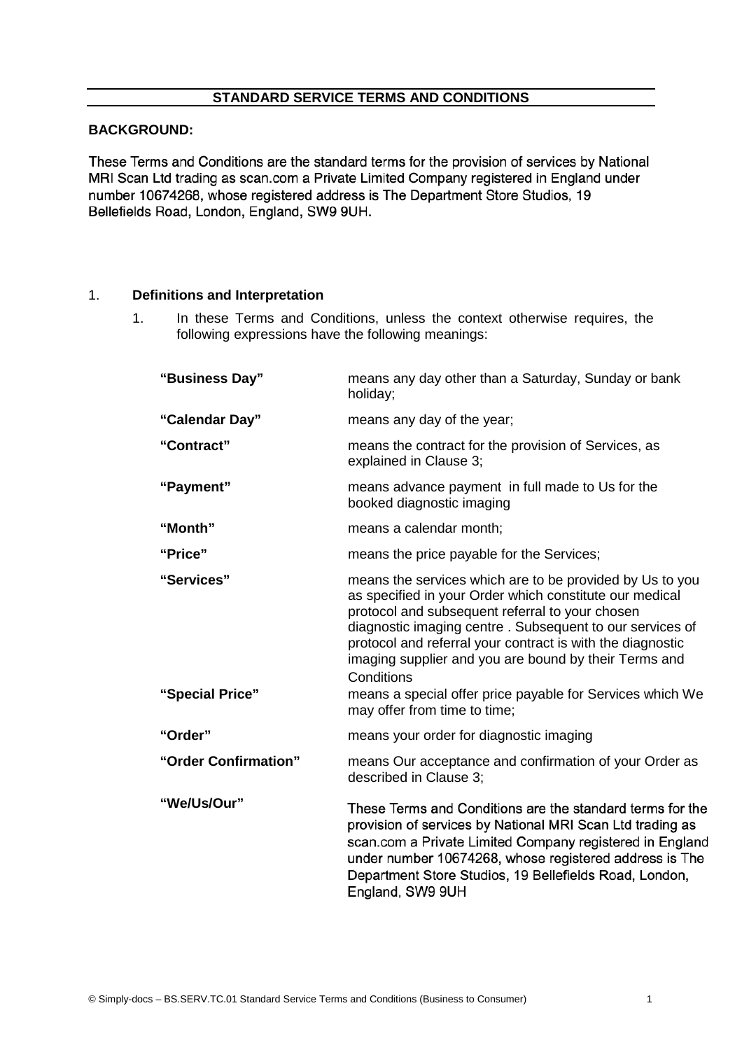## STANDARD SERVICE TERMS AND CONDITIONS

**BACKGROUND:**

These Terms and Conditions are the standard terms for the provision of services by National MRI Scan Ltd trading as scan.com a Private Limited Company registered in England under number 10674268, whose registered address is The Department Store Studios, 19 Bellefields Road, London, England, SW9 9UH.

1. **Definitions and Interpretation**

   1. In these Terms and Conditions, unless the context otherwise requires, the following expressions have the following meanings:

| | |
|---|---|
| **"Business Day"** | means any day other than a Saturday, Sunday or bank holiday; |
| **"Calendar Day"** | means any day of the year; |
| **"Contract"** | means the contract for the provision of Services, as explained in Clause 3; |
| **"Payment"** | means advance payment in full made to Us for the booked diagnostic imaging |
| **"Month"** | means a calendar month; |
| **"Price"** | means the price payable for the Services; |
| **"Services"** | means the services which are to be provided by Us to you as specified in your Order which constitute our medical protocol and subsequent referral to your chosen diagnostic imaging centre . Subsequent to our services of protocol and referral your contract is with the diagnostic imaging supplier and you are bound by their Terms and Conditions |
| **"Special Price"** | means a special offer price payable for Services which We may offer from time to time; |
| **"Order"** | means your order for diagnostic imaging |
| **"Order Confirmation"** | means Our acceptance and confirmation of your Order as described in Clause 3; |
| **"We/Us/Our"** | These Terms and Conditions are the standard terms for the provision of services by National MRI Scan Ltd trading as scan.com a Private Limited Company registered in England under number 10674268, whose registered address is The Department Store Studios, 19 Bellefields Road, London, England, SW9 9UH |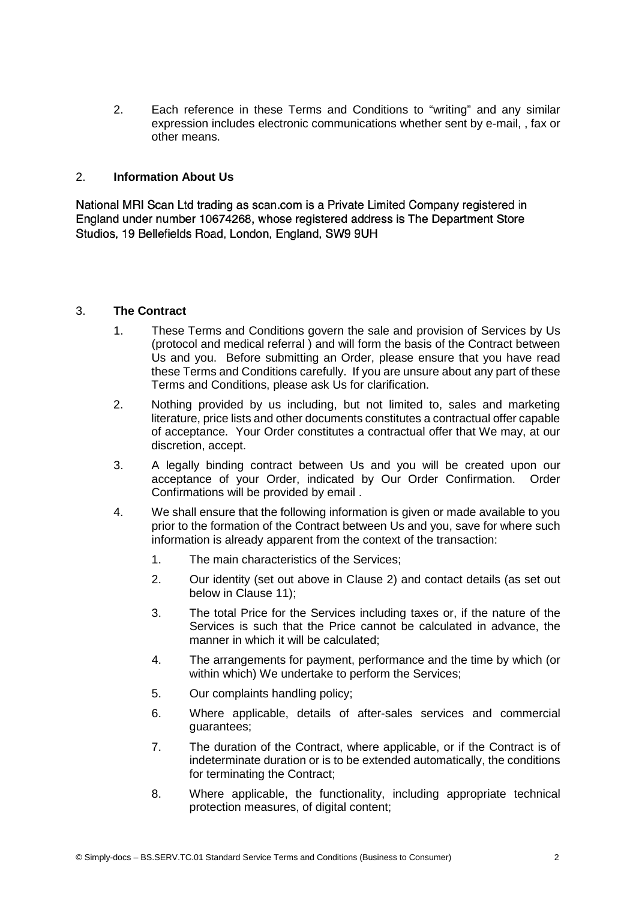2. Each reference in these Terms and Conditions to "writing" and any similar expression includes electronic communications whether sent by e-mail, , fax or other means.

## 2. **Information About Us**

National MRI Scan Ltd trading as scan.com is a Private Limited Company registered in England under number 10674268, whose registered address is The Department Store Studios, 19 Bellefields Road, London, England, SW9 9UH

## 3. **The Contract**

1. These Terms and Conditions govern the sale and provision of Services by Us (protocol and medical referral ) and will form the basis of the Contract between Us and you. Before submitting an Order, please ensure that you have read these Terms and Conditions carefully. If you are unsure about any part of these Terms and Conditions, please ask Us for clarification.
2. Nothing provided by us including, but not limited to, sales and marketing literature, price lists and other documents constitutes a contractual offer capable of acceptance. Your Order constitutes a contractual offer that We may, at our discretion, accept.
3. A legally binding contract between Us and you will be created upon our acceptance of your Order, indicated by Our Order Confirmation. Order Confirmations will be provided by email .
4. We shall ensure that the following information is given or made available to you prior to the formation of the Contract between Us and you, save for where such information is already apparent from the context of the transaction:
    1. The main characteristics of the Services;
    2. Our identity (set out above in Clause 2) and contact details (as set out below in Clause 11);
    3. The total Price for the Services including taxes or, if the nature of the Services is such that the Price cannot be calculated in advance, the manner in which it will be calculated;
    4. The arrangements for payment, performance and the time by which (or within which) We undertake to perform the Services;
    5. Our complaints handling policy;
    6. Where applicable, details of after-sales services and commercial guarantees;
    7. The duration of the Contract, where applicable, or if the Contract is of indeterminate duration or is to be extended automatically, the conditions for terminating the Contract;
    8. Where applicable, the functionality, including appropriate technical protection measures, of digital content;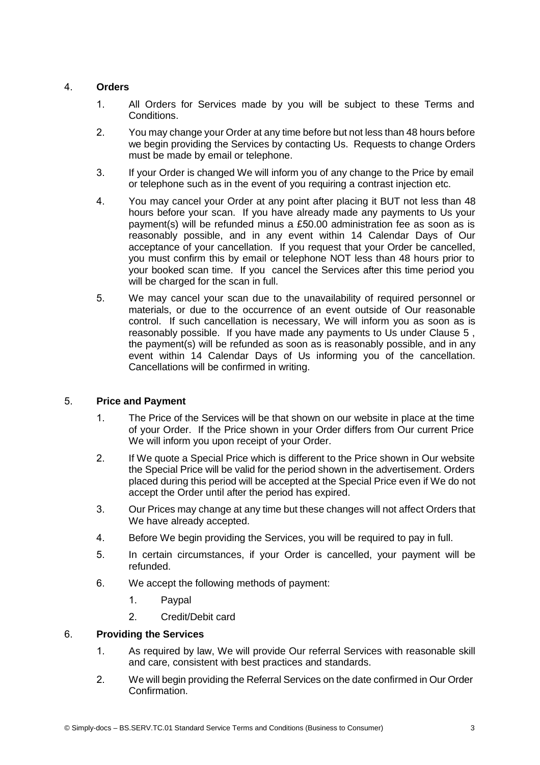4. **Orders**

    1. All Orders for Services made by you will be subject to these Terms and Conditions.

    2. You may change your Order at any time before but not less than 48 hours before we begin providing the Services by contacting Us. Requests to change Orders must be made by email or telephone.

    3. If your Order is changed We will inform you of any change to the Price by email or telephone such as in the event of you requiring a contrast injection etc.

    4. You may cancel your Order at any point after placing it BUT not less than 48 hours before your scan. If you have already made any payments to Us your payment(s) will be refunded minus a £50.00 administration fee as soon as is reasonably possible, and in any event within 14 Calendar Days of Our acceptance of your cancellation. If you request that your Order be cancelled, you must confirm this by email or telephone NOT less than 48 hours prior to your booked scan time. If you cancel the Services after this time period you will be charged for the scan in full.

    5. We may cancel your scan due to the unavailability of required personnel or materials, or due to the occurrence of an event outside of Our reasonable control. If such cancellation is necessary, We will inform you as soon as is reasonably possible. If you have made any payments to Us under Clause 5 , the payment(s) will be refunded as soon as is reasonably possible, and in any event within 14 Calendar Days of Us informing you of the cancellation. Cancellations will be confirmed in writing.

5. **Price and Payment**

    1. The Price of the Services will be that shown on our website in place at the time of your Order. If the Price shown in your Order differs from Our current Price We will inform you upon receipt of your Order.

    2. If We quote a Special Price which is different to the Price shown in Our website the Special Price will be valid for the period shown in the advertisement. Orders placed during this period will be accepted at the Special Price even if We do not accept the Order until after the period has expired.

    3. Our Prices may change at any time but these changes will not affect Orders that We have already accepted.

    4. Before We begin providing the Services, you will be required to pay in full.

    5. In certain circumstances, if your Order is cancelled, your payment will be refunded.

    6. We accept the following methods of payment:

        1. Paypal

        2. Credit/Debit card

6. **Providing the Services**

    1. As required by law, We will provide Our referral Services with reasonable skill and care, consistent with best practices and standards.

    2. We will begin providing the Referral Services on the date confirmed in Our Order Confirmation.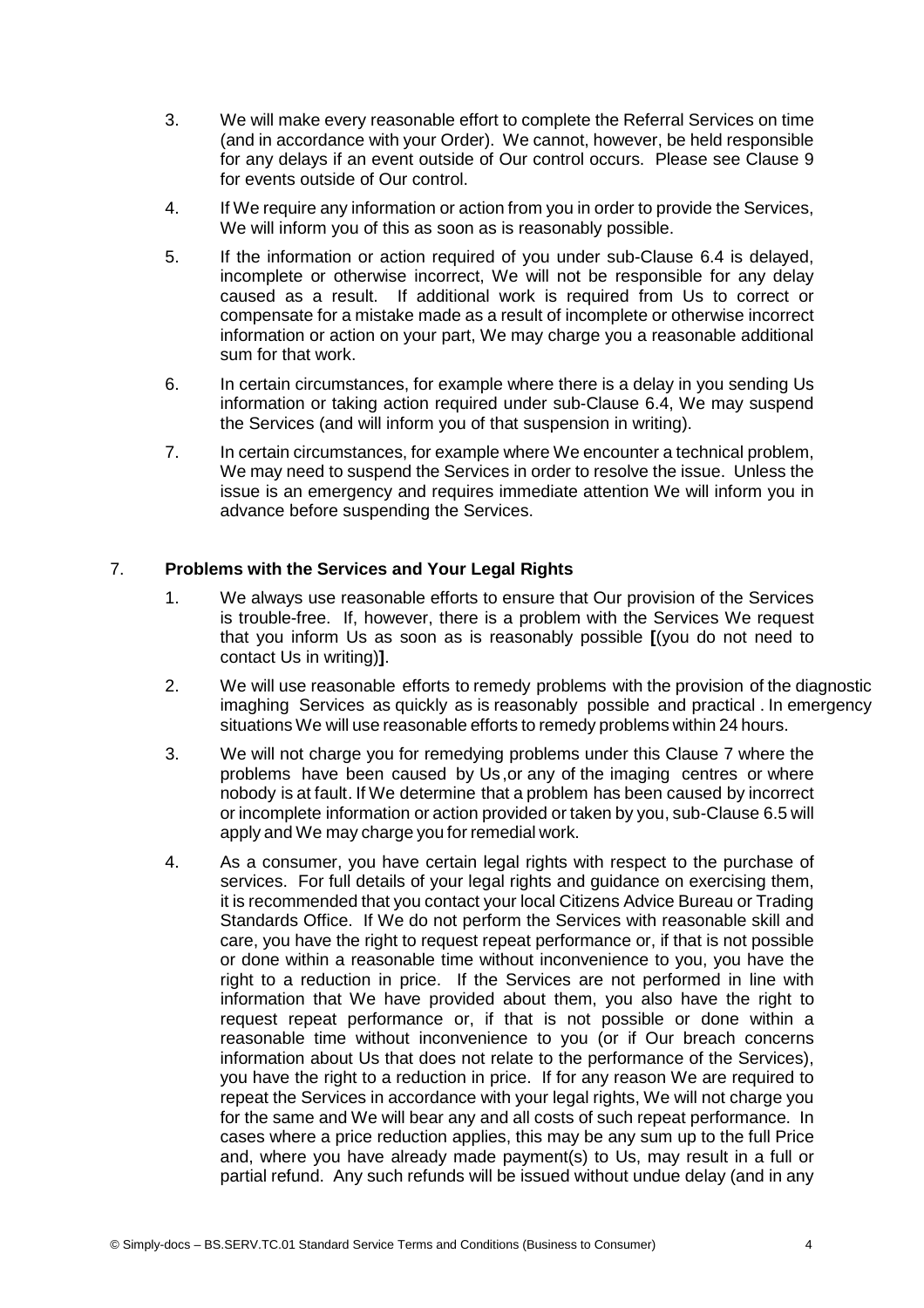3. We will make every reasonable effort to complete the Referral Services on time (and in accordance with your Order). We cannot, however, be held responsible for any delays if an event outside of Our control occurs. Please see Clause 9 for events outside of Our control.

4. If We require any information or action from you in order to provide the Services, We will inform you of this as soon as is reasonably possible.

5. If the information or action required of you under sub-Clause 6.4 is delayed, incomplete or otherwise incorrect, We will not be responsible for any delay caused as a result. If additional work is required from Us to correct or compensate for a mistake made as a result of incomplete or otherwise incorrect information or action on your part, We may charge you a reasonable additional sum for that work.

6. In certain circumstances, for example where there is a delay in you sending Us information or taking action required under sub-Clause 6.4, We may suspend the Services (and will inform you of that suspension in writing).

7. In certain circumstances, for example where We encounter a technical problem, We may need to suspend the Services in order to resolve the issue. Unless the issue is an emergency and requires immediate attention We will inform you in advance before suspending the Services.

## 7. **Problems with the Services and Your Legal Rights**

1. We always use reasonable efforts to ensure that Our provision of the Services is trouble-free. If, however, there is a problem with the Services We request that you inform Us as soon as is reasonably possible **[**(you do not need to contact Us in writing)**]**.

2. We will use reasonable efforts to remedy problems with the provision of the diagnostic imaghing Services as quickly as is reasonably possible and practical . In emergency situations We will use reasonable efforts to remedy problems within 24 hours.

3. We will not charge you for remedying problems under this Clause 7 where the problems have been caused by Us ,or any of the imaging centres or where nobody is at fault. If We determine that a problem has been caused by incorrect or incomplete information or action provided or taken by you, sub-Clause 6.5 will apply and We may charge you for remedial work.

4. As a consumer, you have certain legal rights with respect to the purchase of services. For full details of your legal rights and guidance on exercising them, it is recommended that you contact your local Citizens Advice Bureau or Trading Standards Office. If We do not perform the Services with reasonable skill and care, you have the right to request repeat performance or, if that is not possible or done within a reasonable time without inconvenience to you, you have the right to a reduction in price. If the Services are not performed in line with information that We have provided about them, you also have the right to request repeat performance or, if that is not possible or done within a reasonable time without inconvenience to you (or if Our breach concerns information about Us that does not relate to the performance of the Services), you have the right to a reduction in price. If for any reason We are required to repeat the Services in accordance with your legal rights, We will not charge you for the same and We will bear any and all costs of such repeat performance. In cases where a price reduction applies, this may be any sum up to the full Price and, where you have already made payment(s) to Us, may result in a full or partial refund. Any such refunds will be issued without undue delay (and in any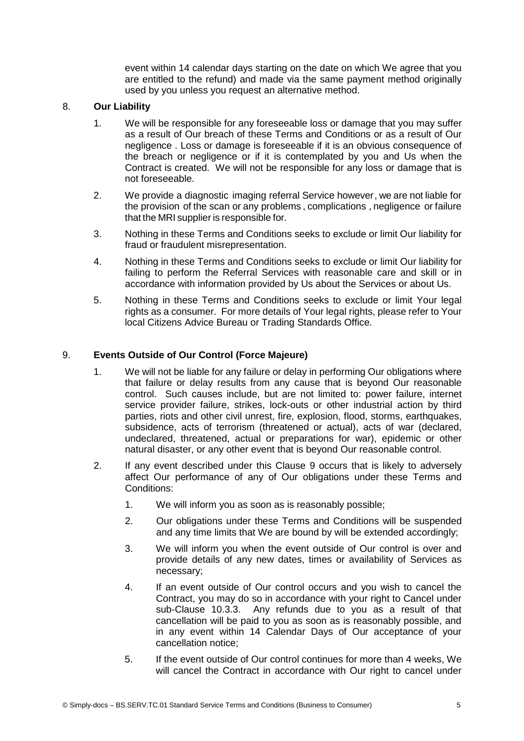event within 14 calendar days starting on the date on which We agree that you are entitled to the refund) and made via the same payment method originally used by you unless you request an alternative method.

8. **Our Liability**

   1. We will be responsible for any foreseeable loss or damage that you may suffer as a result of Our breach of these Terms and Conditions or as a result of Our negligence . Loss or damage is foreseeable if it is an obvious consequence of the breach or negligence or if it is contemplated by you and Us when the Contract is created. We will not be responsible for any loss or damage that is not foreseeable.

   2. We provide a diagnostic imaging referral Service however, we are not liable for the provision of the scan or any problems , complications , negligence or failure that the MRI supplier is responsible for.

   3. Nothing in these Terms and Conditions seeks to exclude or limit Our liability for fraud or fraudulent misrepresentation.

   4. Nothing in these Terms and Conditions seeks to exclude or limit Our liability for failing to perform the Referral Services with reasonable care and skill or in accordance with information provided by Us about the Services or about Us.

   5. Nothing in these Terms and Conditions seeks to exclude or limit Your legal rights as a consumer. For more details of Your legal rights, please refer to Your local Citizens Advice Bureau or Trading Standards Office.

9. **Events Outside of Our Control (Force Majeure)**

   1. We will not be liable for any failure or delay in performing Our obligations where that failure or delay results from any cause that is beyond Our reasonable control. Such causes include, but are not limited to: power failure, internet service provider failure, strikes, lock-outs or other industrial action by third parties, riots and other civil unrest, fire, explosion, flood, storms, earthquakes, subsidence, acts of terrorism (threatened or actual), acts of war (declared, undeclared, threatened, actual or preparations for war), epidemic or other natural disaster, or any other event that is beyond Our reasonable control.

   2. If any event described under this Clause 9 occurs that is likely to adversely affect Our performance of any of Our obligations under these Terms and Conditions:

      1. We will inform you as soon as is reasonably possible;

      2. Our obligations under these Terms and Conditions will be suspended and any time limits that We are bound by will be extended accordingly;

      3. We will inform you when the event outside of Our control is over and provide details of any new dates, times or availability of Services as necessary;

      4. If an event outside of Our control occurs and you wish to cancel the Contract, you may do so in accordance with your right to Cancel under sub-Clause 10.3.3. Any refunds due to you as a result of that cancellation will be paid to you as soon as is reasonably possible, and in any event within 14 Calendar Days of Our acceptance of your cancellation notice;

      5. If the event outside of Our control continues for more than 4 weeks, We will cancel the Contract in accordance with Our right to cancel under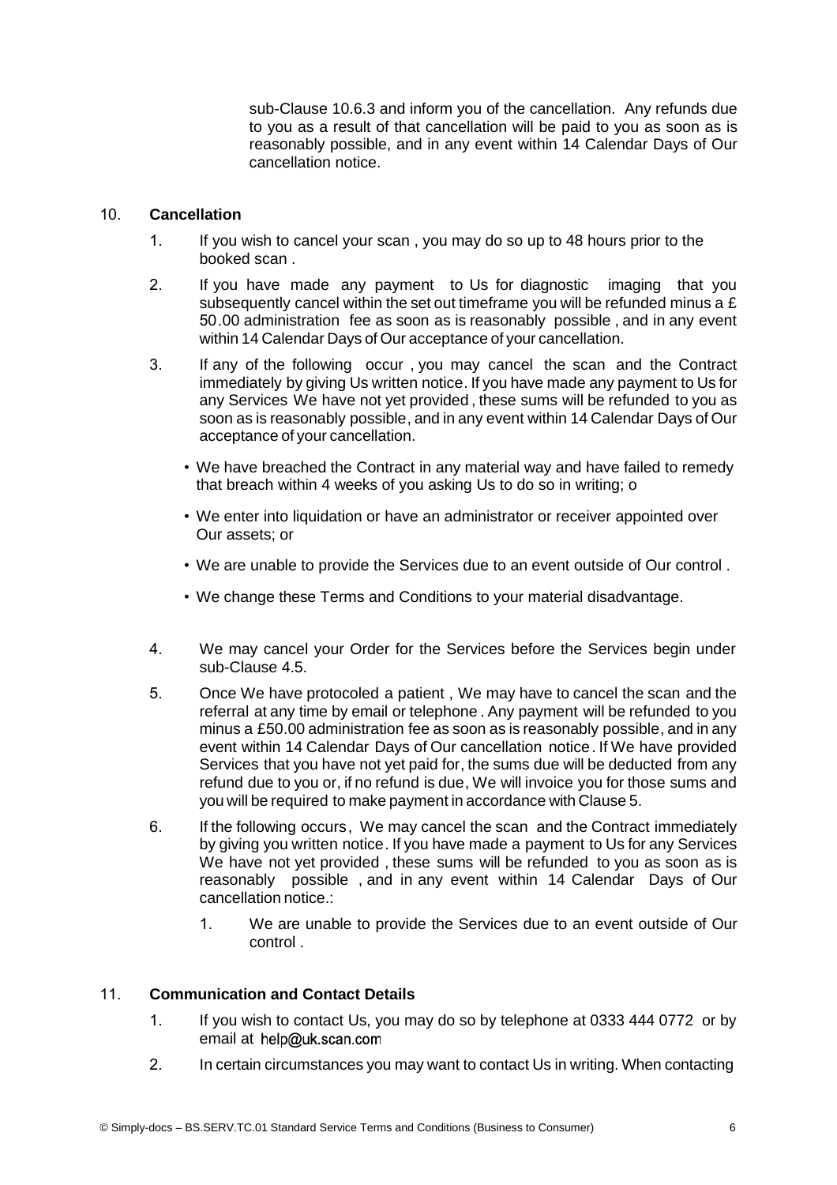sub-Clause 10.6.3 and inform you of the cancellation. Any refunds due to you as a result of that cancellation will be paid to you as soon as is reasonably possible, and in any event within 14 Calendar Days of Our cancellation notice.

## 10. **Cancellation**

1. If you wish to cancel your scan , you may do so up to 48 hours prior to the booked scan .
2. If you have made any payment to Us for diagnostic imaging that you subsequently cancel within the set out timeframe you will be refunded minus a £ 50.00 administration fee as soon as is reasonably possible , and in any event within 14 Calendar Days of Our acceptance of your cancellation.
3. If any of the following occur , you may cancel the scan and the Contract immediately by giving Us written notice. If you have made any payment to Us for any Services We have not yet provided , these sums will be refunded to you as soon as is reasonably possible, and in any event within 14 Calendar Days of Our acceptance of your cancellation.
   - We have breached the Contract in any material way and have failed to remedy that breach within 4 weeks of you asking Us to do so in writing; o
   - We enter into liquidation or have an administrator or receiver appointed over Our assets; or
   - We are unable to provide the Services due to an event outside of Our control .
   - We change these Terms and Conditions to your material disadvantage.
4. We may cancel your Order for the Services before the Services begin under sub-Clause 4.5.
5. Once We have protocoled a patient , We may have to cancel the scan and the referral at any time by email or telephone . Any payment will be refunded to you minus a £50.00 administration fee as soon as is reasonably possible, and in any event within 14 Calendar Days of Our cancellation notice. If We have provided Services that you have not yet paid for, the sums due will be deducted from any refund due to you or, if no refund is due, We will invoice you for those sums and you will be required to make payment in accordance with Clause 5.
6. If the following occurs, We may cancel the scan and the Contract immediately by giving you written notice. If you have made a payment to Us for any Services We have not yet provided , these sums will be refunded to you as soon as is reasonably possible , and in any event within 14 Calendar Days of Our cancellation notice.:
   1. We are unable to provide the Services due to an event outside of Our control .

## 11. **Communication and Contact Details**

1. If you wish to contact Us, you may do so by telephone at 0333 444 0772 or by email at help@uk.scan.com
2. In certain circumstances you may want to contact Us in writing. When contacting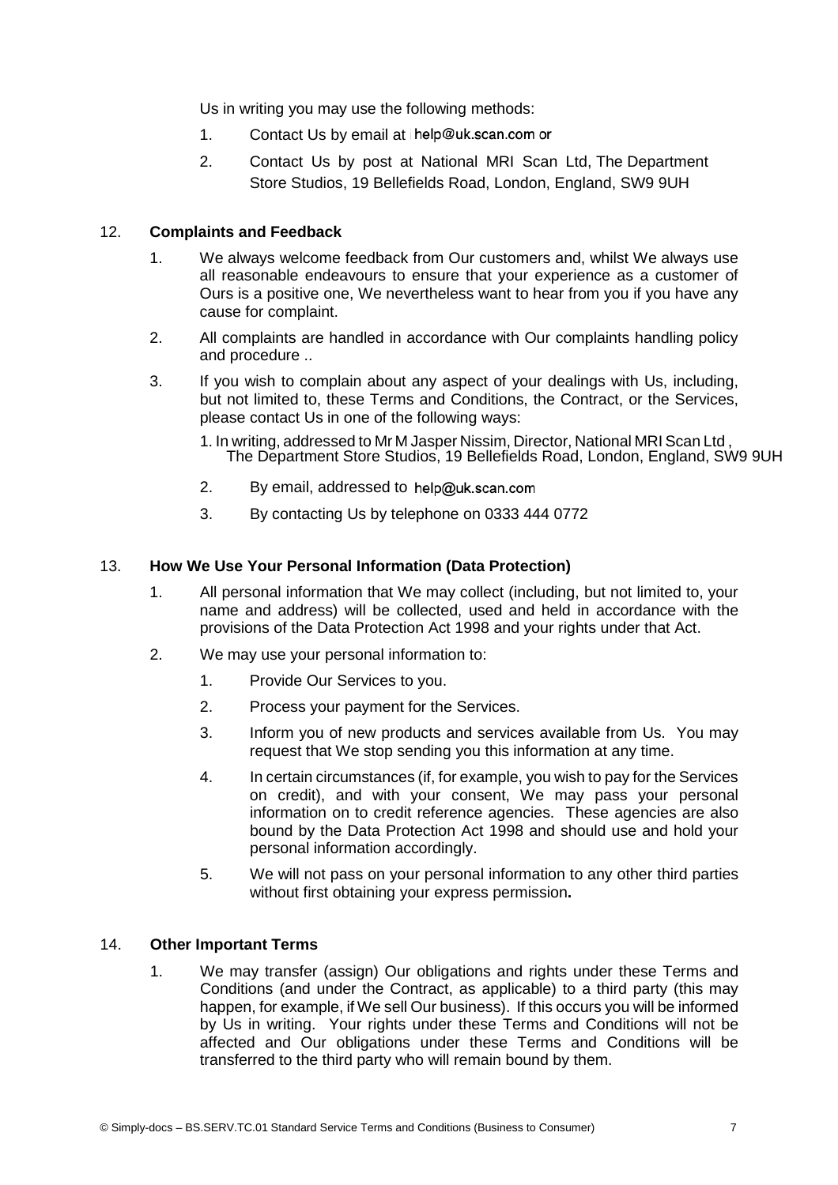Us in writing you may use the following methods:

1. Contact Us by email at help@uk.scan.com or
2. Contact Us by post at National MRI Scan Ltd, The Department Store Studios, 19 Bellefields Road, London, England, SW9 9UH

12. **Complaints and Feedback**

   1. We always welcome feedback from Our customers and, whilst We always use all reasonable endeavours to ensure that your experience as a customer of Ours is a positive one, We nevertheless want to hear from you if you have any cause for complaint.
   2. All complaints are handled in accordance with Our complaints handling policy and procedure ..
   3. If you wish to complain about any aspect of your dealings with Us, including, but not limited to, these Terms and Conditions, the Contract, or the Services, please contact Us in one of the following ways:
      1. In writing, addressed to Mr M Jasper Nissim, Director, National MRI Scan Ltd , The Department Store Studios, 19 Bellefields Road, London, England, SW9 9UH
      2. By email, addressed to help@uk.scan.com
      3. By contacting Us by telephone on 0333 444 0772

13. **How We Use Your Personal Information (Data Protection)**

   1. All personal information that We may collect (including, but not limited to, your name and address) will be collected, used and held in accordance with the provisions of the Data Protection Act 1998 and your rights under that Act.
   2. We may use your personal information to:
      1. Provide Our Services to you.
      2. Process your payment for the Services.
      3. Inform you of new products and services available from Us. You may request that We stop sending you this information at any time.
      4. In certain circumstances (if, for example, you wish to pay for the Services on credit), and with your consent, We may pass your personal information on to credit reference agencies. These agencies are also bound by the Data Protection Act 1998 and should use and hold your personal information accordingly.
      5. We will not pass on your personal information to any other third parties without first obtaining your express permission**.**

14. **Other Important Terms**

   1. We may transfer (assign) Our obligations and rights under these Terms and Conditions (and under the Contract, as applicable) to a third party (this may happen, for example, if We sell Our business). If this occurs you will be informed by Us in writing. Your rights under these Terms and Conditions will not be affected and Our obligations under these Terms and Conditions will be transferred to the third party who will remain bound by them.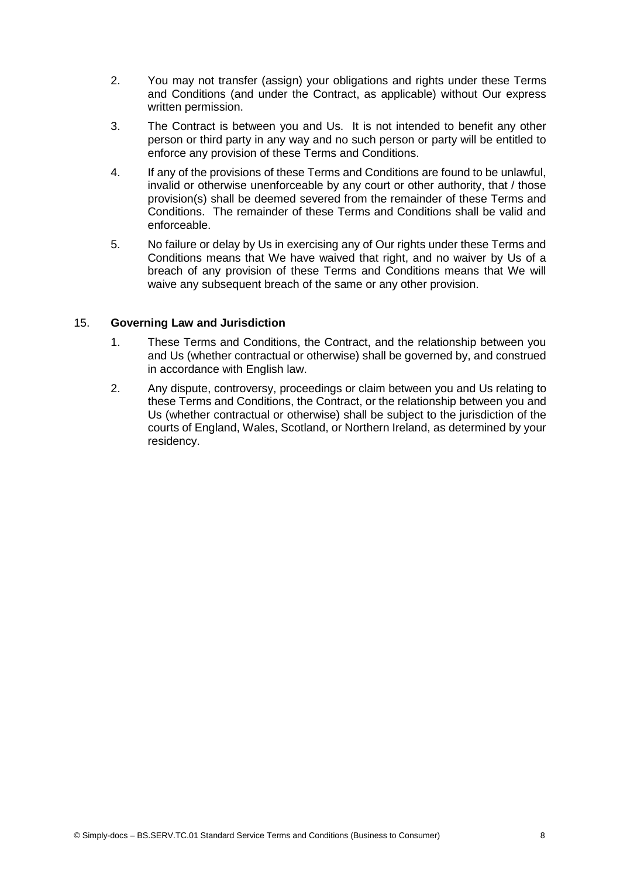2. You may not transfer (assign) your obligations and rights under these Terms and Conditions (and under the Contract, as applicable) without Our express written permission.

3. The Contract is between you and Us. It is not intended to benefit any other person or third party in any way and no such person or party will be entitled to enforce any provision of these Terms and Conditions.

4. If any of the provisions of these Terms and Conditions are found to be unlawful, invalid or otherwise unenforceable by any court or other authority, that / those provision(s) shall be deemed severed from the remainder of these Terms and Conditions. The remainder of these Terms and Conditions shall be valid and enforceable.

5. No failure or delay by Us in exercising any of Our rights under these Terms and Conditions means that We have waived that right, and no waiver by Us of a breach of any provision of these Terms and Conditions means that We will waive any subsequent breach of the same or any other provision.

## 15. **Governing Law and Jurisdiction**

1. These Terms and Conditions, the Contract, and the relationship between you and Us (whether contractual or otherwise) shall be governed by, and construed in accordance with English law.

2. Any dispute, controversy, proceedings or claim between you and Us relating to these Terms and Conditions, the Contract, or the relationship between you and Us (whether contractual or otherwise) shall be subject to the jurisdiction of the courts of England, Wales, Scotland, or Northern Ireland, as determined by your residency.